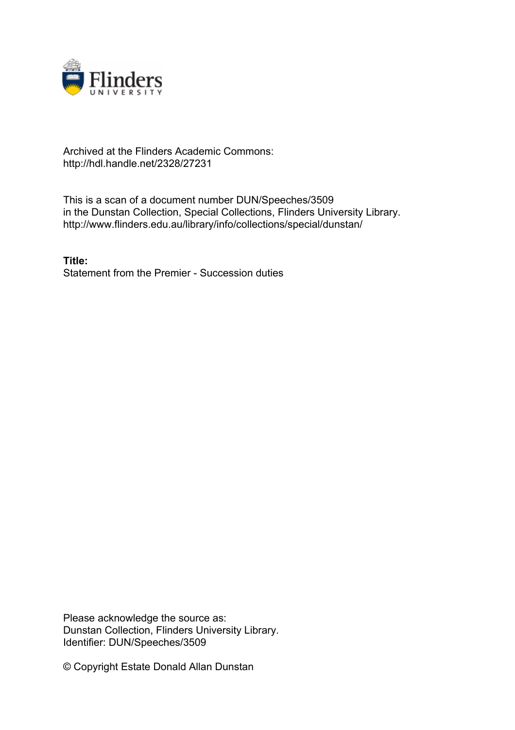Archived at the Flinders Academic Commons:
http://hdl.handle.net/2328/27231

This is a scan of a document number DUN/Speeches/3509
in the Dunstan Collection, Special Collections, Flinders University Library.
http://www.flinders.edu.au/library/info/collections/special/dunstan/

**Title:**
Statement from the Premier - Succession duties

Please acknowledge the source as:
Dunstan Collection, Flinders University Library.
Identifier: DUN/Speeches/3509

© Copyright Estate Donald Allan Dunstan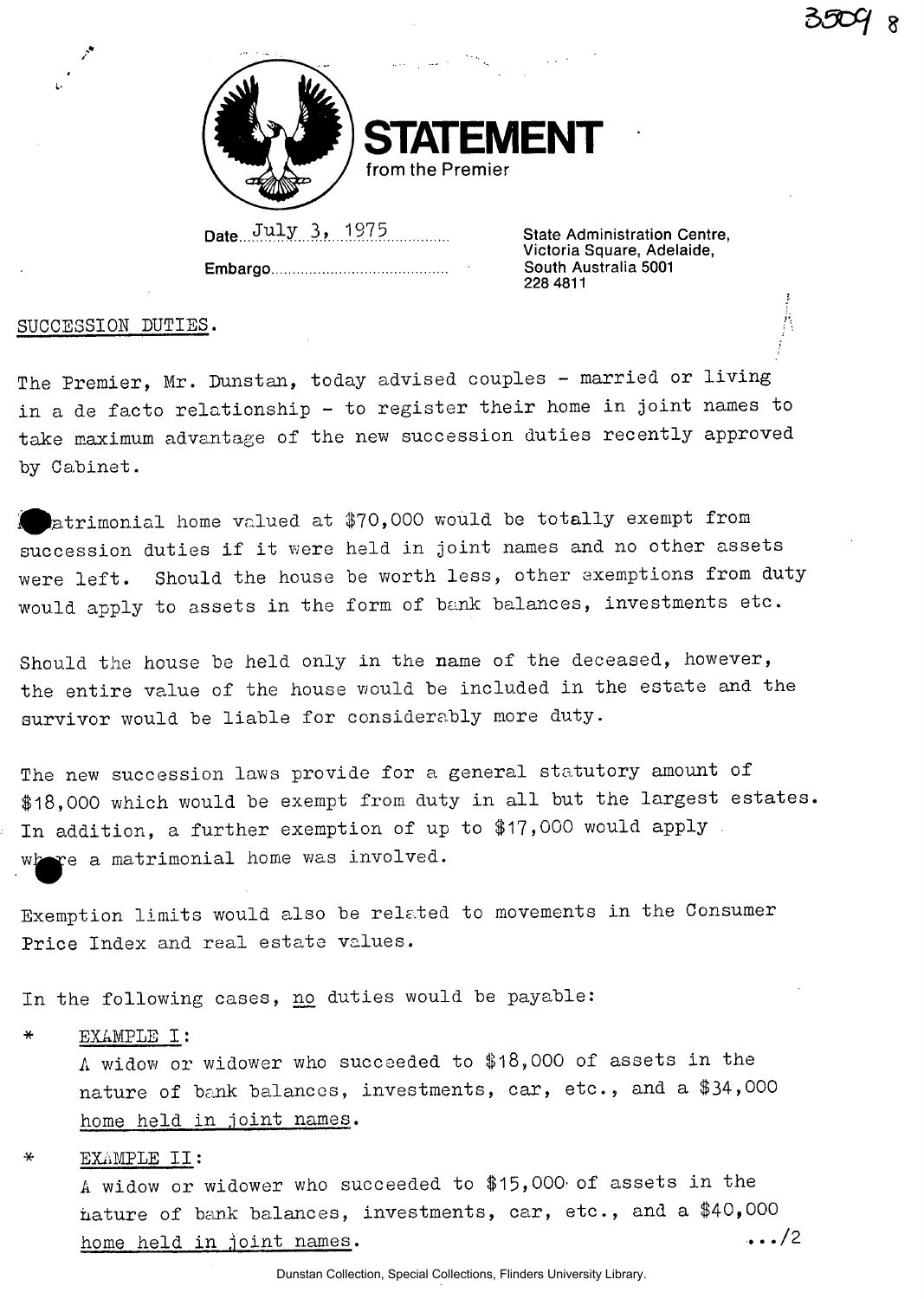# STATEMENT
from the Premier

Date July 3, 1975

Embargo.........................................

State Administration Centre,
Victoria Square, Adelaide,
South Australia 5001
228 4811

SUCCESSION DUTIES.

The Premier, Mr. Dunstan, today advised couples - married or living in a de facto relationship - to register their home in joint names to take maximum advantage of the new succession duties recently approved by Cabinet.

A matrimonial home valued at $70,000 would be totally exempt from succession duties if it were held in joint names and no other assets were left. Should the house be worth less, other exemptions from duty would apply to assets in the form of bank balances, investments etc.

Should the house be held only in the name of the deceased, however, the entire value of the house would be included in the estate and the survivor would be liable for considerably more duty.

The new succession laws provide for a general statutory amount of $18,000 which would be exempt from duty in all but the largest estates. In addition, a further exemption of up to $17,000 would apply where a matrimonial home was involved.

Exemption limits would also be related to movements in the Consumer Price Index and real estate values.

In the following cases, no duties would be payable:

* EXAMPLE I:
  A widow or widower who succeeded to $18,000 of assets in the nature of bank balances, investments, car, etc., and a $34,000 home held in joint names.

* EXAMPLE II:
  A widow or widower who succeeded to $15,000 of assets in the nature of bank balances, investments, car, etc., and a $40,000 home held in joint names.

.../2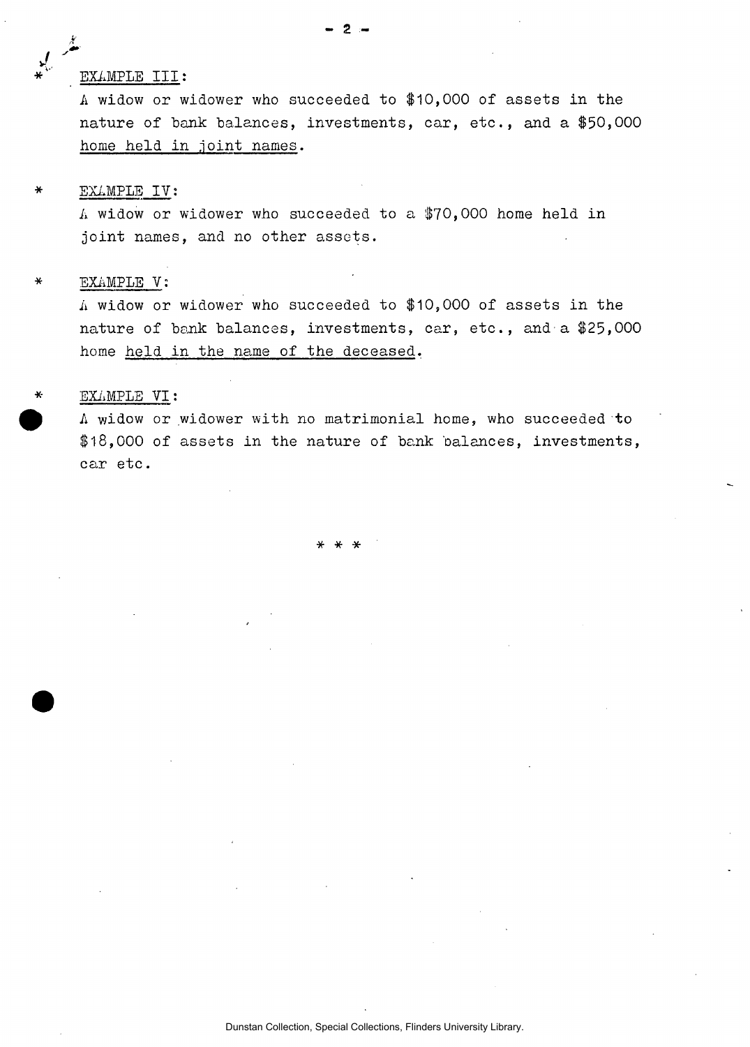EXAMPLE III:

A widow or widower who succeeded to $10,000 of assets in the nature of bank balances, investments, car, etc., and a $50,000 <u>home held in joint names</u>.

EXAMPLE IV:

A widow or widower who succeeded to a $70,000 home held in joint names, and no other assets.

EXAMPLE V:

A widow or widower who succeeded to $10,000 of assets in the nature of bank balances, investments, car, etc., and a $25,000 home <u>held in the name of the deceased</u>.

EXAMPLE VI:

A widow or widower with no matrimonial home, who succeeded to $18,000 of assets in the nature of bank balances, investments, car etc.

\* \* \*